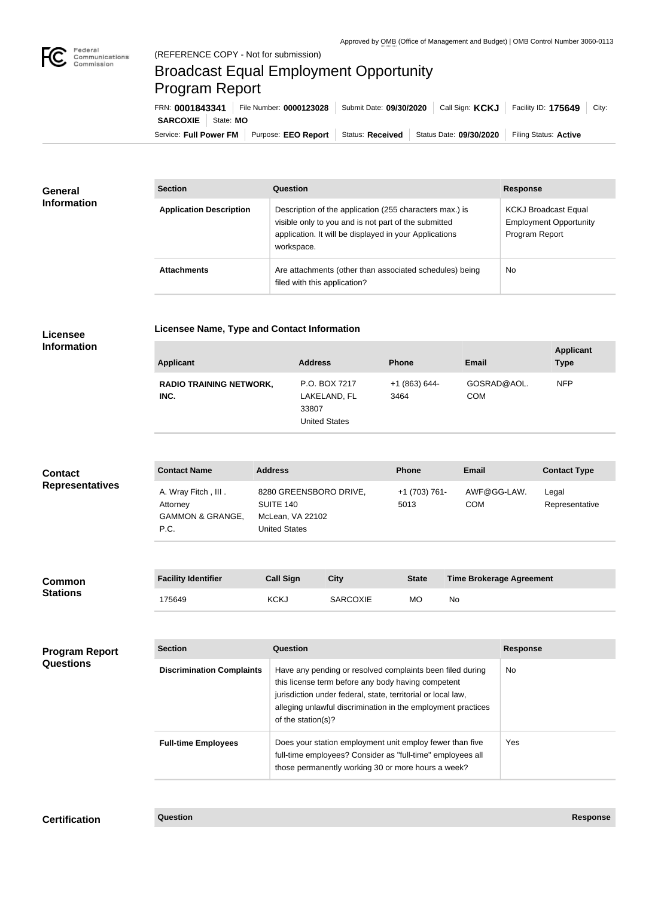Approved by OMB (Office of Management and Budget) | OMB Control Number 3060-0113

(REFERENCE COPY - Not for submission)

# Broadcast Equal Employment Opportunity Program Report

FRN: **0001843341** | File Number: **0000123028** | Submit Date: **09/30/2020** | Call Sign: **KCKJ** | Facility ID: **175649** | City: **SARCOXIE** | State: **MO**

Service: **Full Power FM** | Purpose: **EEO Report** | Status: **Received** | Status Date: **09/30/2020** | Filing Status: **Active**

## General Information

| Section | Question | Response |
| --- | --- | --- |
| **Application Description** | Description of the application (255 characters max.) is visible only to you and is not part of the submitted application. It will be displayed in your Applications workspace. | KCKJ Broadcast Equal Employment Opportunity Program Report |
| **Attachments** | Are attachments (other than associated schedules) being filed with this application? | No |

## Licensee Information

### Licensee Name, Type and Contact Information

| Applicant | Address | Phone | Email | Applicant Type |
| --- | --- | --- | --- | --- |
| **RADIO TRAINING NETWORK, INC.** | P.O. BOX 7217 LAKELAND, FL 33807 United States | +1 (863) 644-3464 | GOSRAD@AOL.COM | NFP |

## Contact Representatives

| Contact Name | Address | Phone | Email | Contact Type |
| --- | --- | --- | --- | --- |
| A. Wray Fitch , III . Attorney GAMMON & GRANGE, P.C. | 8280 GREENSBORO DRIVE, SUITE 140 McLean, VA 22102 United States | +1 (703) 761-5013 | AWF@GG-LAW.COM | Legal Representative |

## Common Stations

| Facility Identifier | Call Sign | City | State | Time Brokerage Agreement |
| --- | --- | --- | --- | --- |
| 175649 | KCKJ | SARCOXIE | MO | No |

## Program Report Questions

| Section | Question | Response |
| --- | --- | --- |
| **Discrimination Complaints** | Have any pending or resolved complaints been filed during this license term before any body having competent jurisdiction under federal, state, territorial or local law, alleging unlawful discrimination in the employment practices of the station(s)? | No |
| **Full-time Employees** | Does your station employment unit employ fewer than five full-time employees? Consider as "full-time" employees all those permanently working 30 or more hours a week? | Yes |

## Certification

| Question | Response |
| --- | --- |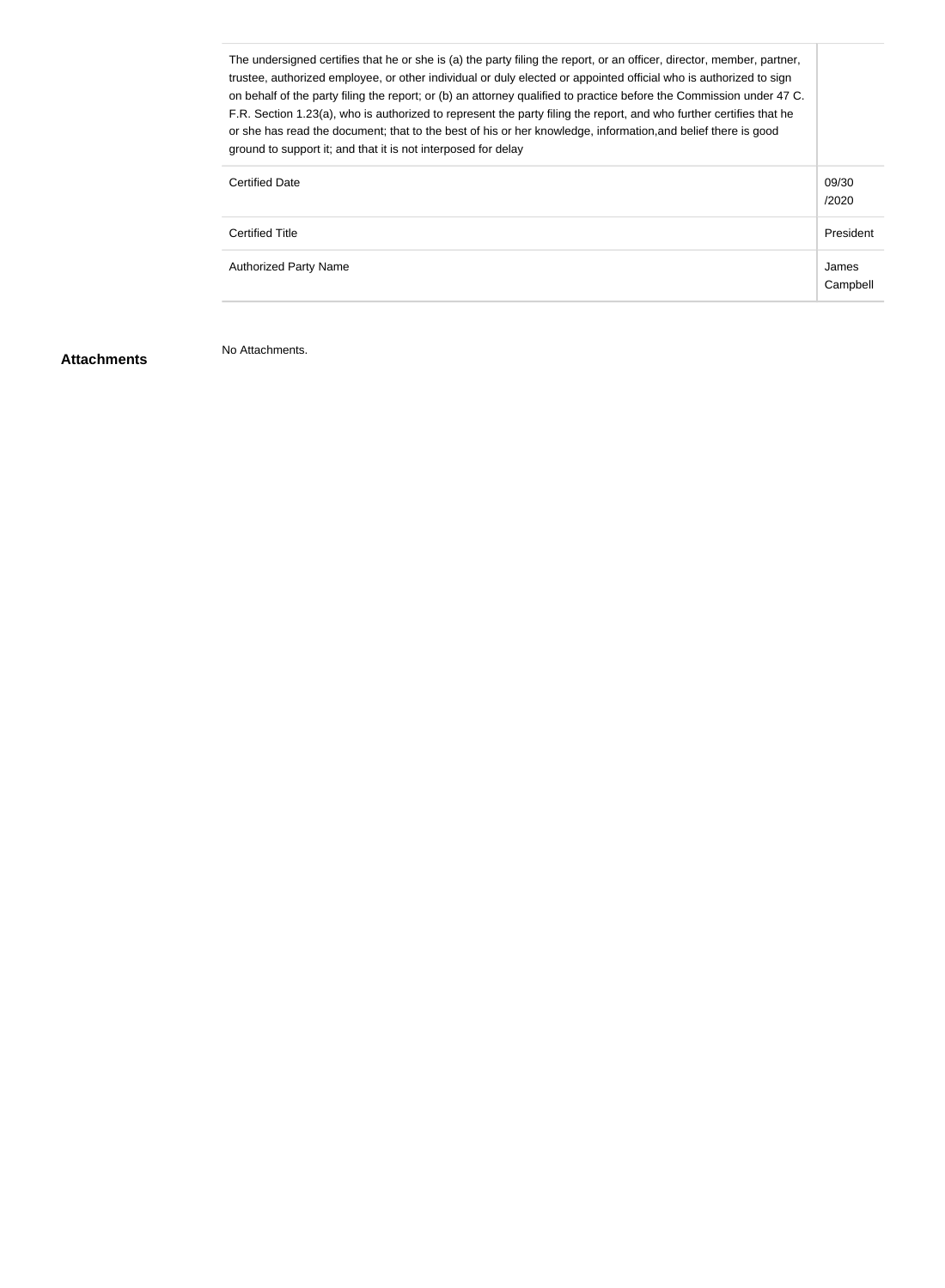| | |
|---|---|
| The undersigned certifies that he or she is (a) the party filing the report, or an officer, director, member, partner, trustee, authorized employee, or other individual or duly elected or appointed official who is authorized to sign on behalf of the party filing the report; or (b) an attorney qualified to practice before the Commission under 47 C.F.R. Section 1.23(a), who is authorized to represent the party filing the report, and who further certifies that he or she has read the document; that to the best of his or her knowledge, information,and belief there is good ground to support it; and that it is not interposed for delay | |
| Certified Date | 09/30/2020 |
| Certified Title | President |
| Authorized Party Name | James Campbell |

**Attachments**

No Attachments.